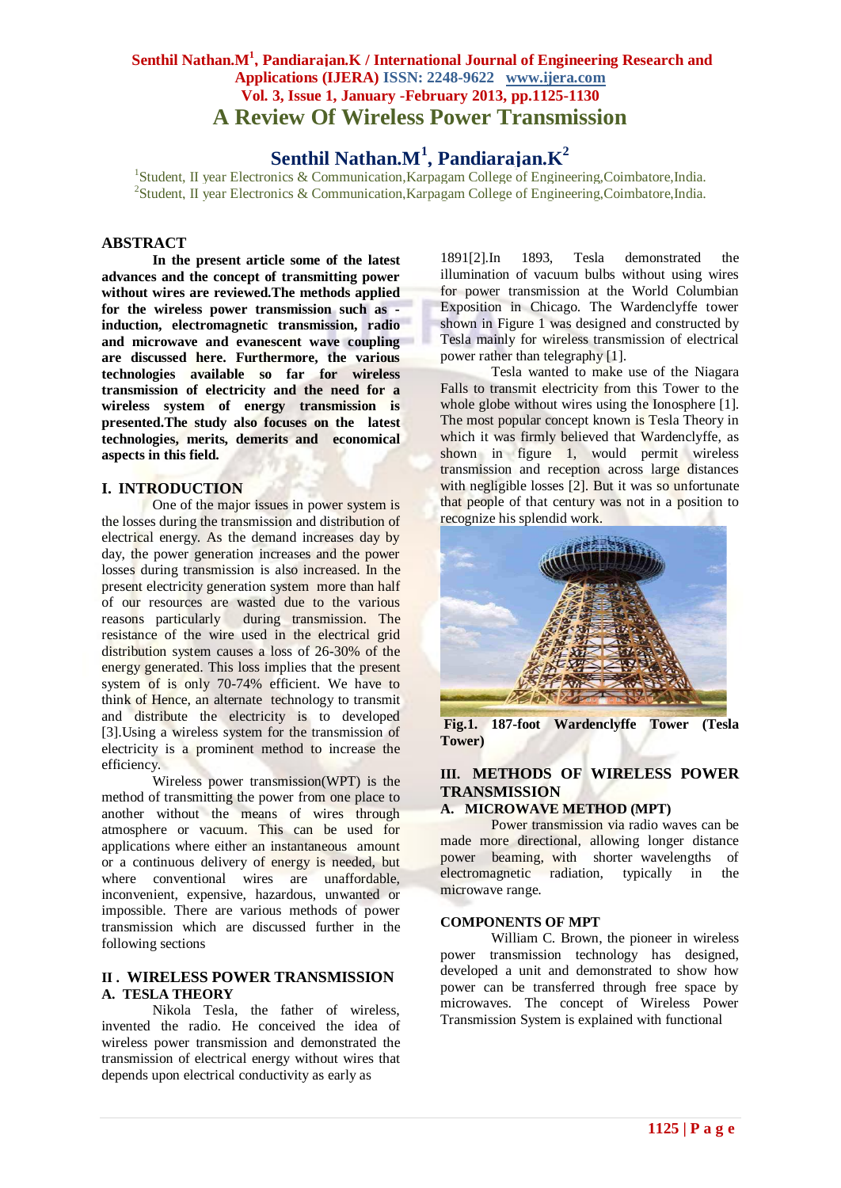# A Review Of Wireless Power Transmission

## Senthil Nathan.M[1], Pandiarajan.K[2]

[1]Student, II year Electronics & Communication,Karpagam College of Engineering,Coimbatore,India.
[2]Student, II year Electronics & Communication,Karpagam College of Engineering,Coimbatore,India.

## ABSTRACT

**In the present article some of the latest advances and the concept of transmitting power without wires are reviewed.The methods applied for the wireless power transmission such as - induction, electromagnetic transmission, radio and microwave and evanescent wave coupling are discussed here. Furthermore, the various technologies available so far for wireless transmission of electricity and the need for a wireless system of energy transmission is presented.The study also focuses on the latest technologies, merits, demerits and economical aspects in this field.**

## I. INTRODUCTION

One of the major issues in power system is the losses during the transmission and distribution of electrical energy. As the demand increases day by day, the power generation increases and the power losses during transmission is also increased. In the present electricity generation system more than half of our resources are wasted due to the various reasons particularly during transmission. The resistance of the wire used in the electrical grid distribution system causes a loss of 26-30% of the energy generated. This loss implies that the present system of is only 70-74% efficient. We have to think of Hence, an alternate technology to transmit and distribute the electricity is to developed [3].Using a wireless system for the transmission of electricity is a prominent method to increase the efficiency.

Wireless power transmission(WPT) is the method of transmitting the power from one place to another without the means of wires through atmosphere or vacuum. This can be used for applications where either an instantaneous amount or a continuous delivery of energy is needed, but where conventional wires are unaffordable, inconvenient, expensive, hazardous, unwanted or impossible. There are various methods of power transmission which are discussed further in the following sections

## II . WIRELESS POWER TRANSMISSION

### A. TESLA THEORY

Nikola Tesla, the father of wireless, invented the radio. He conceived the idea of wireless power transmission and demonstrated the transmission of electrical energy without wires that depends upon electrical conductivity as early as 1891[2].In 1893, Tesla demonstrated the illumination of vacuum bulbs without using wires for power transmission at the World Columbian Exposition in Chicago. The Wardenclyffe tower shown in Figure 1 was designed and constructed by Tesla mainly for wireless transmission of electrical power rather than telegraphy [1].

Tesla wanted to make use of the Niagara Falls to transmit electricity from this Tower to the whole globe without wires using the Ionosphere [1]. The most popular concept known is Tesla Theory in which it was firmly believed that Wardenclyffe, as shown in figure 1, would permit wireless transmission and reception across large distances with negligible losses [2]. But it was so unfortunate that people of that century was not in a position to recognize his splendid work.

**Fig.1. 187-foot Wardenclyffe Tower (Tesla Tower)**

## III. METHODS OF WIRELESS POWER TRANSMISSION

### A. MICROWAVE METHOD (MPT)

Power transmission via radio waves can be made more directional, allowing longer distance power beaming, with shorter wavelengths of electromagnetic radiation, typically in the microwave range.

### COMPONENTS OF MPT

William C. Brown, the pioneer in wireless power transmission technology has designed, developed a unit and demonstrated to show how power can be transferred through free space by microwaves. The concept of Wireless Power Transmission System is explained with functional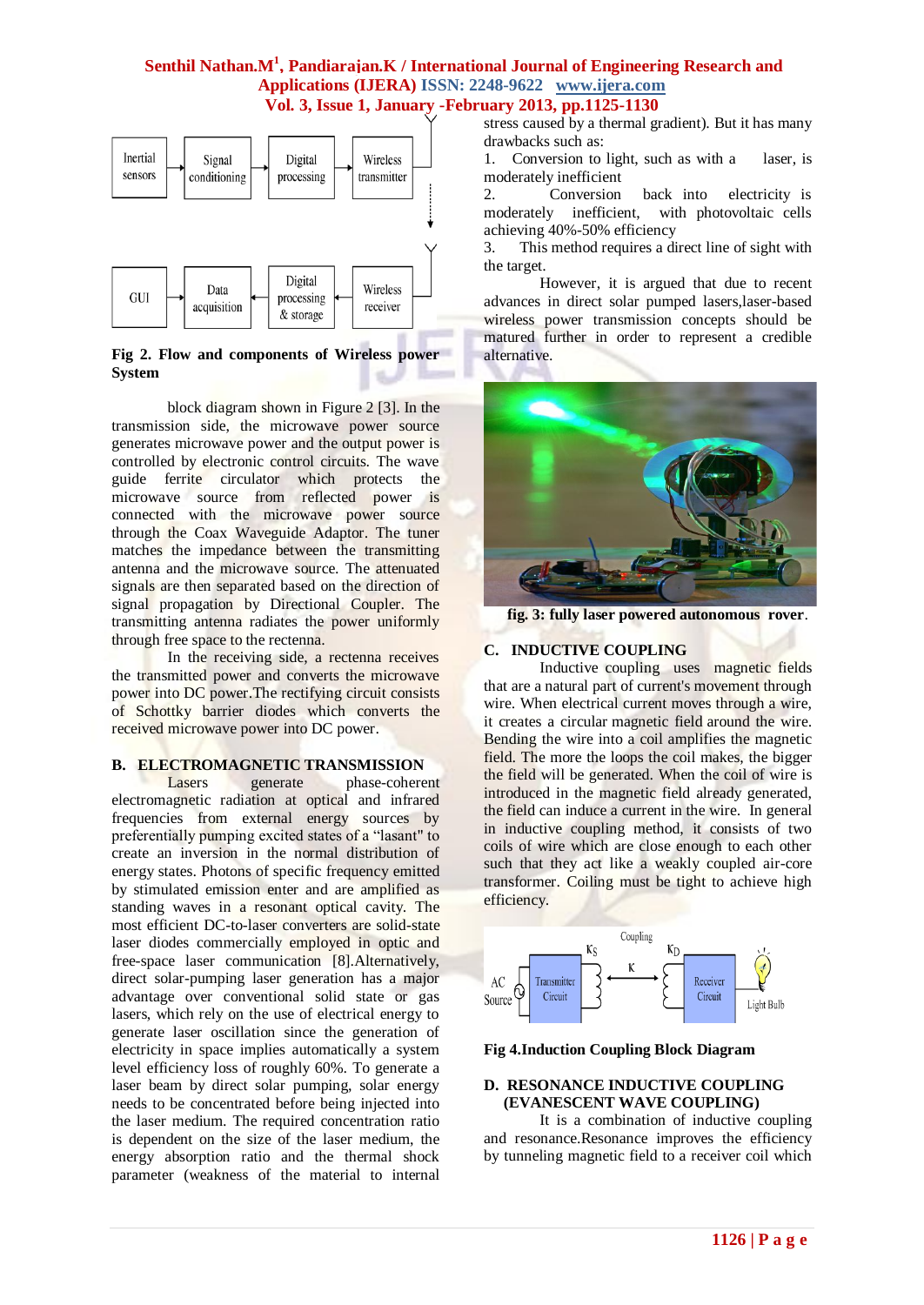Fig 2. **Flow and components of Wireless power System**

block diagram shown in Figure 2 [3]. In the transmission side, the microwave power source generates microwave power and the output power is controlled by electronic control circuits. The wave guide ferrite circulator which protects the microwave source from reflected power is connected with the microwave power source through the Coax Waveguide Adaptor. The tuner matches the impedance between the transmitting antenna and the microwave source. The attenuated signals are then separated based on the direction of signal propagation by Directional Coupler. The transmitting antenna radiates the power uniformly through free space to the rectenna.

In the receiving side, a rectenna receives the transmitted power and converts the microwave power into DC power.The rectifying circuit consists of Schottky barrier diodes which converts the received microwave power into DC power.

### B. ELECTROMAGNETIC TRANSMISSION

Lasers generate phase-coherent electromagnetic radiation at optical and infrared frequencies from external energy sources by preferentially pumping excited states of a "lasant" to create an inversion in the normal distribution of energy states. Photons of specific frequency emitted by stimulated emission enter and are amplified as standing waves in a resonant optical cavity. The most efficient DC-to-laser converters are solid-state laser diodes commercially employed in optic and free-space laser communication [8].Alternatively, direct solar-pumping laser generation has a major advantage over conventional solid state or gas lasers, which rely on the use of electrical energy to generate laser oscillation since the generation of electricity in space implies automatically a system level efficiency loss of roughly 60%. To generate a laser beam by direct solar pumping, solar energy needs to be concentrated before being injected into the laser medium. The required concentration ratio is dependent on the size of the laser medium, the energy absorption ratio and the thermal shock parameter (weakness of the material to internal stress caused by a thermal gradient). But it has many drawbacks such as:

1. Conversion to light, such as with a laser, is moderately inefficient
2. Conversion back into electricity is moderately inefficient, with photovoltaic cells achieving 40%-50% efficiency
3. This method requires a direct line of sight with the target.

However, it is argued that due to recent advances in direct solar pumped lasers,laser-based wireless power transmission concepts should be matured further in order to represent a credible alternative.

**fig. 3: fully laser powered autonomous rover**.

### C. INDUCTIVE COUPLING

Inductive coupling uses magnetic fields that are a natural part of current's movement through wire. When electrical current moves through a wire, it creates a circular magnetic field around the wire. Bending the wire into a coil amplifies the magnetic field. The more the loops the coil makes, the bigger the field will be generated. When the coil of wire is introduced in the magnetic field already generated, the field can induce a current in the wire. In general in inductive coupling method, it consists of two coils of wire which are close enough to each other such that they act like a weakly coupled air-core transformer. Coiling must be tight to achieve high efficiency.

**Fig 4.Induction Coupling Block Diagram**

### D. RESONANCE INDUCTIVE COUPLING (EVANESCENT WAVE COUPLING)

It is a combination of inductive coupling and resonance.Resonance improves the efficiency by tunneling magnetic field to a receiver coil which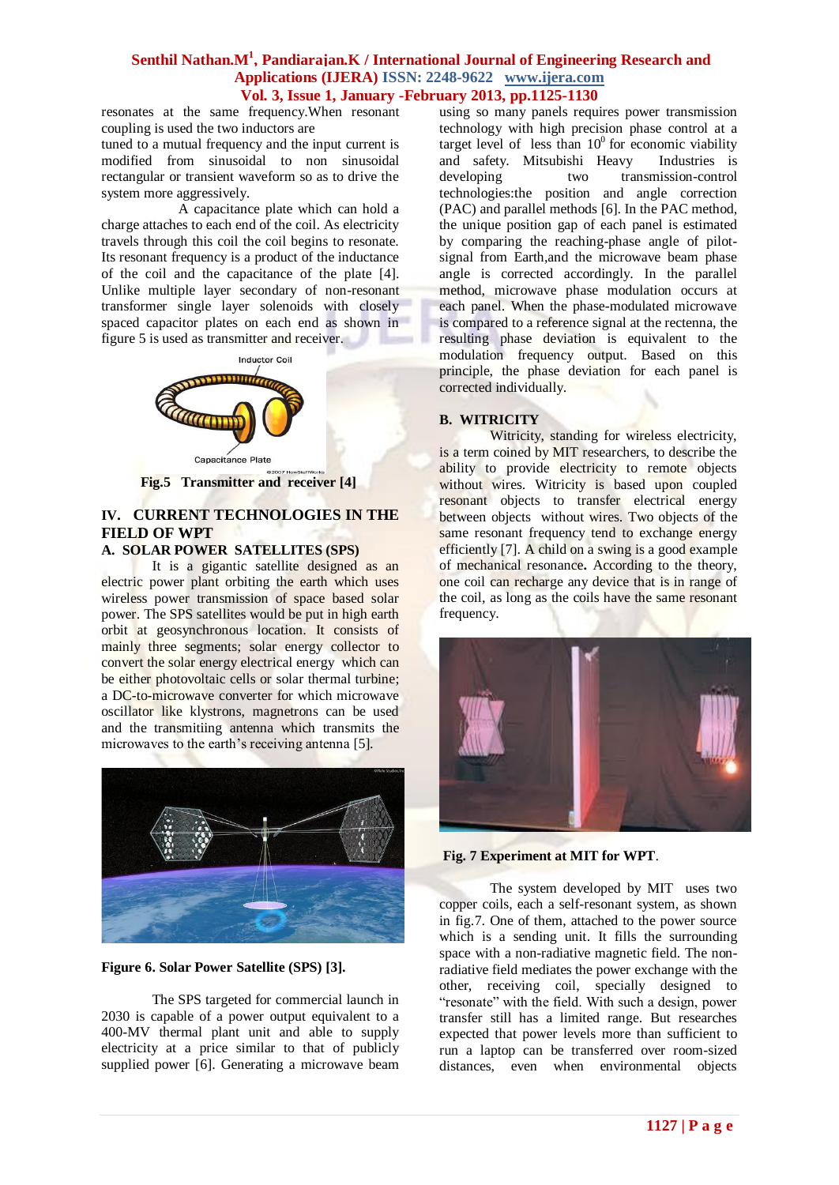resonates at the same frequency.When resonant coupling is used the two inductors are tuned to a mutual frequency and the input current is modified from sinusoidal to non sinusoidal rectangular or transient waveform so as to drive the system more aggressively.

A capacitance plate which can hold a charge attaches to each end of the coil. As electricity travels through this coil the coil begins to resonate. Its resonant frequency is a product of the inductance of the coil and the capacitance of the plate [4]. Unlike multiple layer secondary of non-resonant transformer single layer solenoids with closely spaced capacitor plates on each end as shown in figure 5 is used as transmitter and receiver.

Inductor Coil

Capacitance Plate

**Fig.5 Transmitter and receiver [4]**

## IV. CURRENT TECHNOLOGIES IN THE FIELD OF WPT

### A. SOLAR POWER SATELLITES (SPS)

It is a gigantic satellite designed as an electric power plant orbiting the earth which uses wireless power transmission of space based solar power. The SPS satellites would be put in high earth orbit at geosynchronous location. It consists of mainly three segments; solar energy collector to convert the solar energy electrical energy which can be either photovoltaic cells or solar thermal turbine; a DC-to-microwave converter for which microwave oscillator like klystrons, magnetrons can be used and the transmitiing antenna which transmits the microwaves to the earth's receiving antenna [5].

**Figure 6. Solar Power Satellite (SPS) [3].**

The SPS targeted for commercial launch in 2030 is capable of a power output equivalent to a 400-MV thermal plant unit and able to supply electricity at a price similar to that of publicly supplied power [6]. Generating a microwave beam using so many panels requires power transmission technology with high precision phase control at a target level of less than $10^0$ for economic viability and safety. Mitsubishi Heavy Industries is developing two transmission-control technologies:the position and angle correction (PAC) and parallel methods [6]. In the PAC method, the unique position gap of each panel is estimated by comparing the reaching-phase angle of pilot-signal from Earth,and the microwave beam phase angle is corrected accordingly. In the parallel method, microwave phase modulation occurs at each panel. When the phase-modulated microwave is compared to a reference signal at the rectenna, the resulting phase deviation is equivalent to the modulation frequency output. Based on this principle, the phase deviation for each panel is corrected individually.

### B. WITRICITY

Witricity, standing for wireless electricity, is a term coined by MIT researchers, to describe the ability to provide electricity to remote objects without wires. Witricity is based upon coupled resonant objects to transfer electrical energy between objects without wires. Two objects of the same resonant frequency tend to exchange energy efficiently [7]. A child on a swing is a good example of mechanical resonance**.** According to the theory, one coil can recharge any device that is in range of the coil, as long as the coils have the same resonant frequency.

**Fig. 7 Experiment at MIT for WPT**.

The system developed by MIT uses two copper coils, each a self-resonant system, as shown in fig.7. One of them, attached to the power source which is a sending unit. It fills the surrounding space with a non-radiative magnetic field. The non-radiative field mediates the power exchange with the other, receiving coil, specially designed to "resonate" with the field. With such a design, power transfer still has a limited range. But researches expected that power levels more than sufficient to run a laptop can be transferred over room-sized distances, even when environmental objects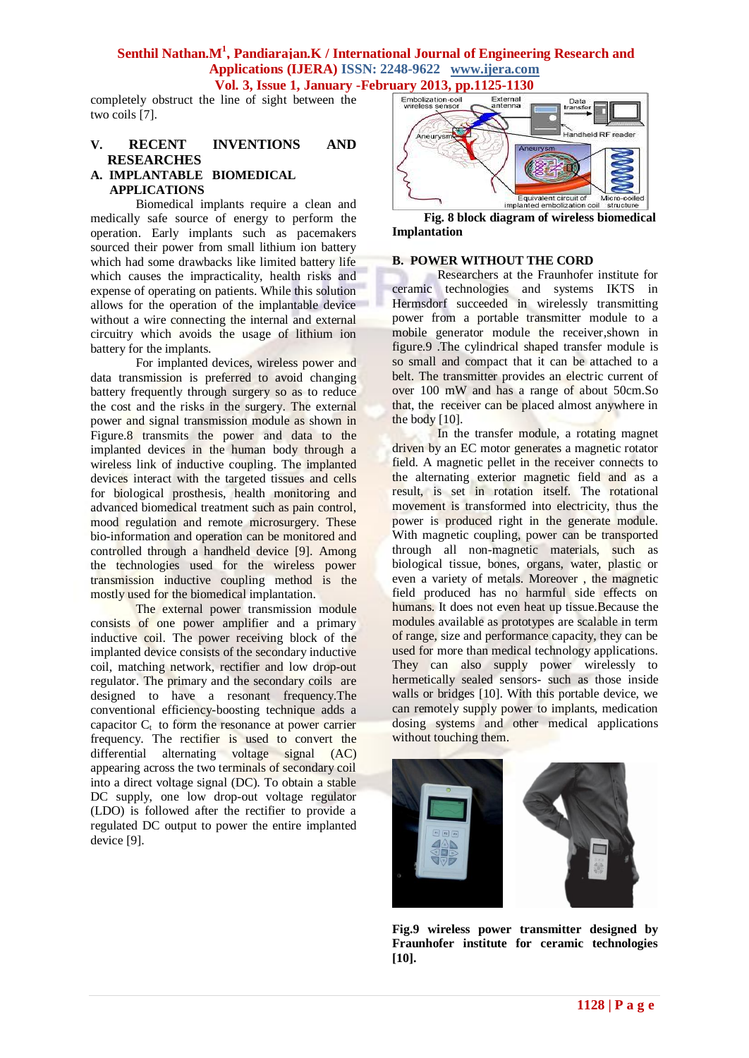completely obstruct the line of sight between the two coils [7].

## V. RECENT INVENTIONS AND RESEARCHES

### A. IMPLANTABLE BIOMEDICAL APPLICATIONS

Biomedical implants require a clean and medically safe source of energy to perform the operation. Early implants such as pacemakers sourced their power from small lithium ion battery which had some drawbacks like limited battery life which causes the impracticality, health risks and expense of operating on patients. While this solution allows for the operation of the implantable device without a wire connecting the internal and external circuitry which avoids the usage of lithium ion battery for the implants.

For implanted devices, wireless power and data transmission is preferred to avoid changing battery frequently through surgery so as to reduce the cost and the risks in the surgery. The external power and signal transmission module as shown in Figure.8 transmits the power and data to the implanted devices in the human body through a wireless link of inductive coupling. The implanted devices interact with the targeted tissues and cells for biological prosthesis, health monitoring and advanced biomedical treatment such as pain control, mood regulation and remote microsurgery. These bio-information and operation can be monitored and controlled through a handheld device [9]. Among the technologies used for the wireless power transmission inductive coupling method is the mostly used for the biomedical implantation.

The external power transmission module consists of one power amplifier and a primary inductive coil. The power receiving block of the implanted device consists of the secondary inductive coil, matching network, rectifier and low drop-out regulator. The primary and the secondary coils are designed to have a resonant frequency.The conventional efficiency-boosting technique adds a capacitor $C_t$ to form the resonance at power carrier frequency. The rectifier is used to convert the differential alternating voltage signal (AC) appearing across the two terminals of secondary coil into a direct voltage signal (DC). To obtain a stable DC supply, one low drop-out voltage regulator (LDO) is followed after the rectifier to provide a regulated DC output to power the entire implanted device [9].

Embolization-coil wireless sensor
External antenna
Data transfer
Aneurysm
Handheld RF reader
Aneurysm
Equivalent circuit of implanted embolization coil
Micro-coiled structure

**Fig. 8 block diagram of wireless biomedical Implantation**

### B. POWER WITHOUT THE CORD

Researchers at the Fraunhofer institute for ceramic technologies and systems IKTS in Hermsdorf succeeded in wirelessly transmitting power from a portable transmitter module to a mobile generator module the receiver,shown in figure.9 .The cylindrical shaped transfer module is so small and compact that it can be attached to a belt. The transmitter provides an electric current of over 100 mW and has a range of about 50cm.So that, the receiver can be placed almost anywhere in the body [10].

In the transfer module, a rotating magnet driven by an EC motor generates a magnetic rotator field. A magnetic pellet in the receiver connects to the alternating exterior magnetic field and as a result, is set in rotation itself. The rotational movement is transformed into electricity, thus the power is produced right in the generate module. With magnetic coupling, power can be transported through all non-magnetic materials, such as biological tissue, bones, organs, water, plastic or even a variety of metals. Moreover , the magnetic field produced has no harmful side effects on humans. It does not even heat up tissue.Because the modules available as prototypes are scalable in term of range, size and performance capacity, they can be used for more than medical technology applications. They can also supply power wirelessly to hermetically sealed sensors- such as those inside walls or bridges [10]. With this portable device, we can remotely supply power to implants, medication dosing systems and other medical applications without touching them.

**Fig.9 wireless power transmitter designed by Fraunhofer institute for ceramic technologies [10].**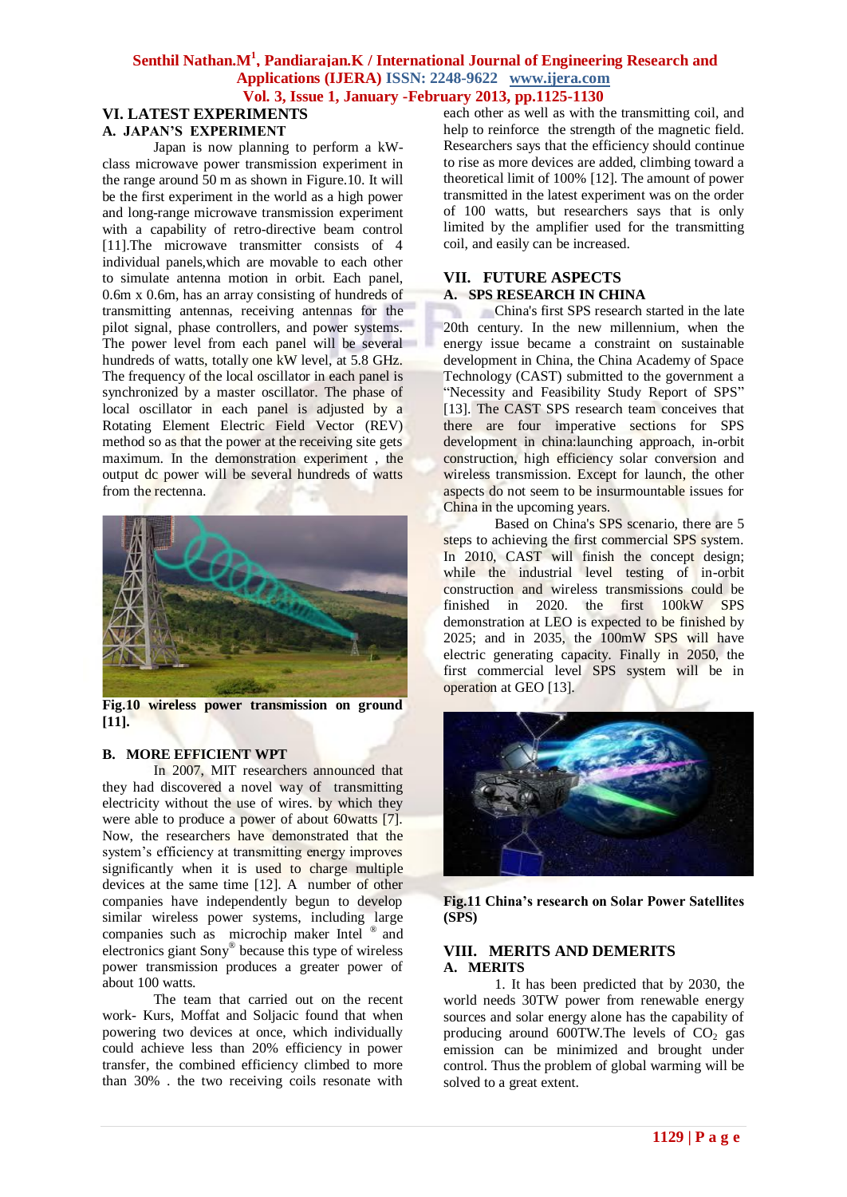## VI. LATEST EXPERIMENTS

### A. JAPAN'S EXPERIMENT

Japan is now planning to perform a kW-class microwave power transmission experiment in the range around 50 m as shown in Figure.10. It will be the first experiment in the world as a high power and long-range microwave transmission experiment with a capability of retro-directive beam control [11].The microwave transmitter consists of 4 individual panels,which are movable to each other to simulate antenna motion in orbit. Each panel, 0.6m x 0.6m, has an array consisting of hundreds of transmitting antennas, receiving antennas for the pilot signal, phase controllers, and power systems. The power level from each panel will be several hundreds of watts, totally one kW level, at 5.8 GHz. The frequency of the local oscillator in each panel is synchronized by a master oscillator. The phase of local oscillator in each panel is adjusted by a Rotating Element Electric Field Vector (REV) method so as that the power at the receiving site gets maximum. In the demonstration experiment , the output dc power will be several hundreds of watts from the rectenna.

**Fig.10 wireless power transmission on ground [11].**

### B. MORE EFFICIENT WPT

In 2007, MIT researchers announced that they had discovered a novel way of transmitting electricity without the use of wires. by which they were able to produce a power of about 60watts [7]. Now, the researchers have demonstrated that the system's efficiency at transmitting energy improves significantly when it is used to charge multiple devices at the same time [12]. A number of other companies have independently begun to develop similar wireless power systems, including large companies such as microchip maker Intel ® and electronics giant Sony® because this type of wireless power transmission produces a greater power of about 100 watts.

The team that carried out on the recent work- Kurs, Moffat and Soljacic found that when powering two devices at once, which individually could achieve less than 20% efficiency in power transfer, the combined efficiency climbed to more than 30% . the two receiving coils resonate with each other as well as with the transmitting coil, and help to reinforce the strength of the magnetic field. Researchers says that the efficiency should continue to rise as more devices are added, climbing toward a theoretical limit of 100% [12]. The amount of power transmitted in the latest experiment was on the order of 100 watts, but researchers says that is only limited by the amplifier used for the transmitting coil, and easily can be increased.

## VII. FUTURE ASPECTS

### A. SPS RESEARCH IN CHINA

China's first SPS research started in the late 20th century. In the new millennium, when the energy issue became a constraint on sustainable development in China, the China Academy of Space Technology (CAST) submitted to the government a "Necessity and Feasibility Study Report of SPS" [13]. The CAST SPS research team conceives that there are four imperative sections for SPS development in china:launching approach, in-orbit construction, high efficiency solar conversion and wireless transmission. Except for launch, the other aspects do not seem to be insurmountable issues for China in the upcoming years.

Based on China's SPS scenario, there are 5 steps to achieving the first commercial SPS system. In 2010, CAST will finish the concept design; while the industrial level testing of in-orbit construction and wireless transmissions could be finished in 2020. the first 100kW SPS demonstration at LEO is expected to be finished by 2025; and in 2035, the 100mW SPS will have electric generating capacity. Finally in 2050, the first commercial level SPS system will be in operation at GEO [13].

**Fig.11 China's research on Solar Power Satellites (SPS)**

## VIII. MERITS AND DEMERITS

### A. MERITS

1. It has been predicted that by 2030, the world needs 30TW power from renewable energy sources and solar energy alone has the capability of producing around 600TW.The levels of $CO_2$ gas emission can be minimized and brought under control. Thus the problem of global warming will be solved to a great extent.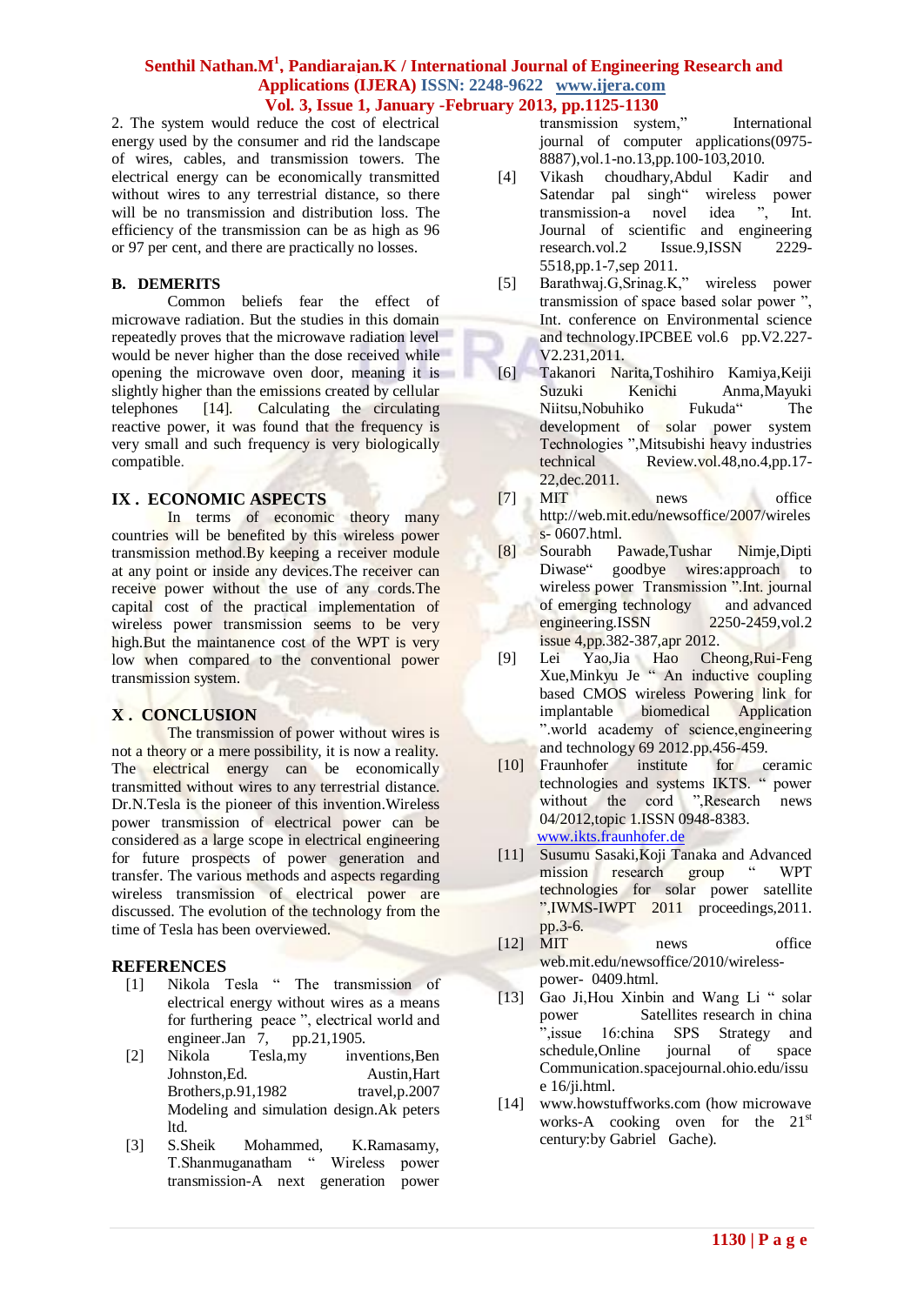2. The system would reduce the cost of electrical energy used by the consumer and rid the landscape of wires, cables, and transmission towers. The electrical energy can be economically transmitted without wires to any terrestrial distance, so there will be no transmission and distribution loss. The efficiency of the transmission can be as high as 96 or 97 per cent, and there are practically no losses.

### B. DEMERITS

Common beliefs fear the effect of microwave radiation. But the studies in this domain repeatedly proves that the microwave radiation level would be never higher than the dose received while opening the microwave oven door, meaning it is slightly higher than the emissions created by cellular telephones [14]. Calculating the circulating reactive power, it was found that the frequency is very small and such frequency is very biologically compatible.

## IX . ECONOMIC ASPECTS

In terms of economic theory many countries will be benefited by this wireless power transmission method.By keeping a receiver module at any point or inside any devices.The receiver can receive power without the use of any cords.The capital cost of the practical implementation of wireless power transmission seems to be very high.But the maintanence cost of the WPT is very low when compared to the conventional power transmission system.

## X . CONCLUSION

The transmission of power without wires is not a theory or a mere possibility, it is now a reality. The electrical energy can be economically transmitted without wires to any terrestrial distance. Dr.N.Tesla is the pioneer of this invention.Wireless power transmission of electrical power can be considered as a large scope in electrical engineering for future prospects of power generation and transfer. The various methods and aspects regarding wireless transmission of electrical power are discussed. The evolution of the technology from the time of Tesla has been overviewed.

## REFERENCES

[1] Nikola Tesla " The transmission of electrical energy without wires as a means for furthering peace ", electrical world and engineer.Jan 7, pp.21,1905.

[2] Nikola Tesla,my inventions,Ben Johnston,Ed. Austin,Hart Brothers,p.91,1982 travel,p.2007 Modeling and simulation design.Ak peters ltd.

[3] S.Sheik Mohammed, K.Ramasamy, T.Shanmuganatham " Wireless power transmission-A next generation power transmission system," International journal of computer applications(0975-8887),vol.1-no.13,pp.100-103,2010.

[4] Vikash choudhary,Abdul Kadir and Satendar pal singh" wireless power transmission-a novel idea ", Int. Journal of scientific and engineering research.vol.2 Issue.9,ISSN 2229-5518,pp.1-7,sep 2011.

[5] Barathwaj.G,Srinag.K," wireless power transmission of space based solar power ", Int. conference on Environmental science and technology.IPCBEE vol.6 pp.V2.227-V2.231,2011.

[6] Takanori Narita,Toshihiro Kamiya,Keiji Suzuki Kenichi Anma,Mayuki Niitsu,Nobuhiko Fukuda" The development of solar power system Technologies ",Mitsubishi heavy industries technical Review.vol.48,no.4,pp.17-22,dec.2011.

[7] MIT news office http://web.mit.edu/newsoffice/2007/wireless- 0607.html.

[8] Sourabh Pawade,Tushar Nimje,Dipti Diwase" goodbye wires:approach to wireless power Transmission ".Int. journal of emerging technology and advanced engineering.ISSN 2250-2459,vol.2 issue 4,pp.382-387,apr 2012.

[9] Lei Yao,Jia Hao Cheong,Rui-Feng Xue,Minkyu Je " An inductive coupling based CMOS wireless Powering link for implantable biomedical Application ".world academy of science,engineering and technology 69 2012.pp.456-459.

[10] Fraunhofer institute for ceramic technologies and systems IKTS. " power without the cord ",Research news 04/2012,topic 1.ISSN 0948-8383. www.ikts.fraunhofer.de

[11] Susumu Sasaki,Koji Tanaka and Advanced mission research group " WPT technologies for solar power satellite ",IWMS-IWPT 2011 proceedings,2011. pp.3-6.

[12] MIT news office web.mit.edu/newsoffice/2010/wireless-power- 0409.html.

[13] Gao Ji,Hou Xinbin and Wang Li " solar power Satellites research in china ",issue 16:china SPS Strategy and schedule,Online journal of space Communication.spacejournal.ohio.edu/issue 16/ji.html.

[14] www.howstuffworks.com (how microwave works-A cooking oven for the 21st century:by Gabriel Gache).